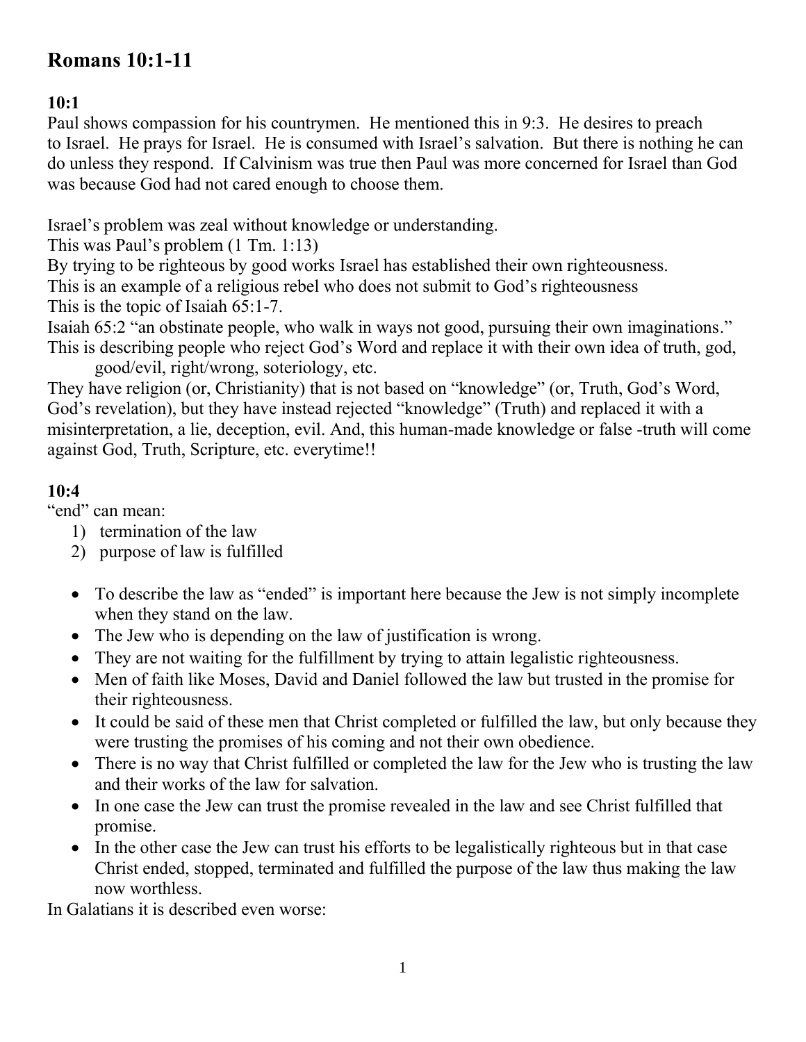# Romans 10:1-11

### 10:1

Paul shows compassion for his countrymen. He mentioned this in 9:3. He desires to preach to Israel. He prays for Israel. He is consumed with Israel's salvation. But there is nothing he can do unless they respond. If Calvinism was true then Paul was more concerned for Israel than God was because God had not cared enough to choose them.

Israel's problem was zeal without knowledge or understanding.
This was Paul's problem (1 Tm. 1:13)
By trying to be righteous by good works Israel has established their own righteousness.
This is an example of a religious rebel who does not submit to God's righteousness
This is the topic of Isaiah 65:1-7.
Isaiah 65:2 "an obstinate people, who walk in ways not good, pursuing their own imaginations."
This is describing people who reject God's Word and replace it with their own idea of truth, god, good/evil, right/wrong, soteriology, etc.
They have religion (or, Christianity) that is not based on "knowledge" (or, Truth, God's Word, God's revelation), but they have instead rejected "knowledge" (Truth) and replaced it with a misinterpretation, a lie, deception, evil. And, this human-made knowledge or false -truth will come against God, Truth, Scripture, etc. everytime!!

### 10:4

"end" can mean:

1) termination of the law
2) purpose of law is fulfilled

- To describe the law as "ended" is important here because the Jew is not simply incomplete when they stand on the law.
- The Jew who is depending on the law of justification is wrong.
- They are not waiting for the fulfillment by trying to attain legalistic righteousness.
- Men of faith like Moses, David and Daniel followed the law but trusted in the promise for their righteousness.
- It could be said of these men that Christ completed or fulfilled the law, but only because they were trusting the promises of his coming and not their own obedience.
- There is no way that Christ fulfilled or completed the law for the Jew who is trusting the law and their works of the law for salvation.
- In one case the Jew can trust the promise revealed in the law and see Christ fulfilled that promise.
- In the other case the Jew can trust his efforts to be legalistically righteous but in that case Christ ended, stopped, terminated and fulfilled the purpose of the law thus making the law now worthless.

In Galatians it is described even worse: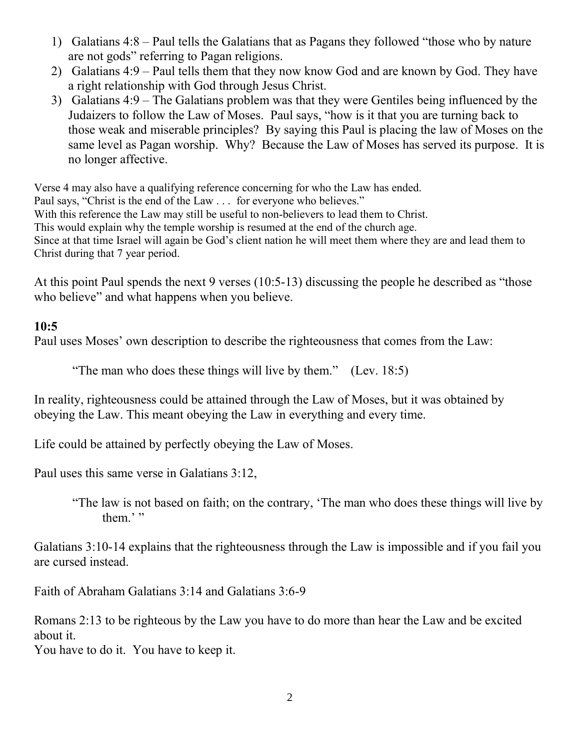1) Galatians 4:8 – Paul tells the Galatians that as Pagans they followed "those who by nature are not gods" referring to Pagan religions.
2) Galatians 4:9 – Paul tells them that they now know God and are known by God. They have a right relationship with God through Jesus Christ.
3) Galatians 4:9 – The Galatians problem was that they were Gentiles being influenced by the Judaizers to follow the Law of Moses. Paul says, "how is it that you are turning back to those weak and miserable principles? By saying this Paul is placing the law of Moses on the same level as Pagan worship. Why? Because the Law of Moses has served its purpose. It is no longer affective.

Verse 4 may also have a qualifying reference concerning for who the Law has ended.
Paul says, "Christ is the end of the Law . . . for everyone who believes."
With this reference the Law may still be useful to non-believers to lead them to Christ.
This would explain why the temple worship is resumed at the end of the church age.
Since at that time Israel will again be God's client nation he will meet them where they are and lead them to Christ during that 7 year period.

At this point Paul spends the next 9 verses (10:5-13) discussing the people he described as "those who believe" and what happens when you believe.

**10:5**
Paul uses Moses' own description to describe the righteousness that comes from the Law:

> "The man who does these things will live by them." (Lev. 18:5)

In reality, righteousness could be attained through the Law of Moses, but it was obtained by obeying the Law. This meant obeying the Law in everything and every time.

Life could be attained by perfectly obeying the Law of Moses.

Paul uses this same verse in Galatians 3:12,

> "The law is not based on faith; on the contrary, 'The man who does these things will live by them.' "

Galatians 3:10-14 explains that the righteousness through the Law is impossible and if you fail you are cursed instead.

Faith of Abraham Galatians 3:14 and Galatians 3:6-9

Romans 2:13 to be righteous by the Law you have to do more than hear the Law and be excited about it.
You have to do it. You have to keep it.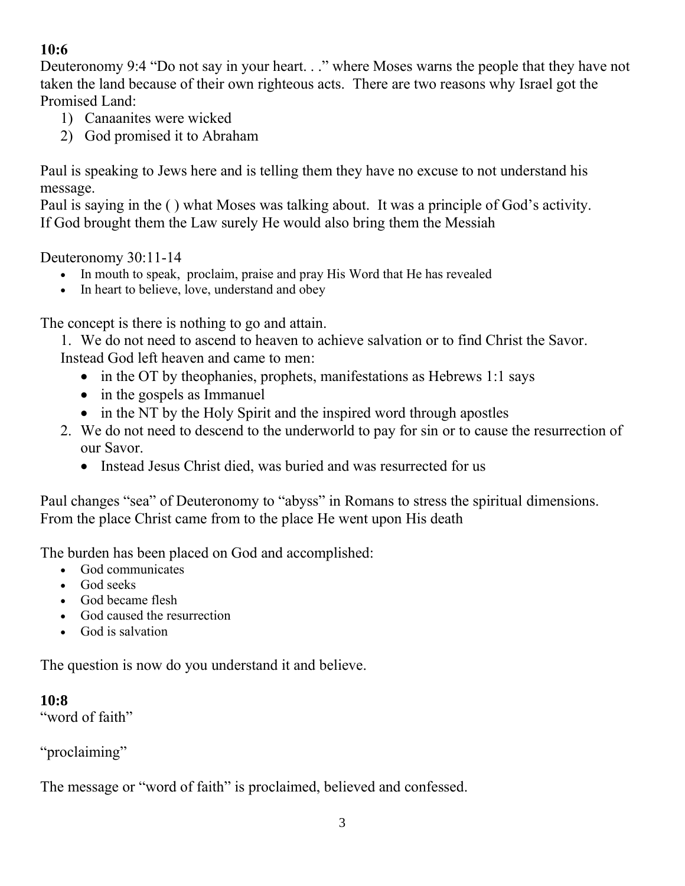**10:6**

Deuteronomy 9:4 "Do not say in your heart. . ." where Moses warns the people that they have not taken the land because of their own righteous acts. There are two reasons why Israel got the Promised Land:

1) Canaanites were wicked
2) God promised it to Abraham

Paul is speaking to Jews here and is telling them they have no excuse to not understand his message.
Paul is saying in the ( ) what Moses was talking about. It was a principle of God's activity.
If God brought them the Law surely He would also bring them the Messiah

Deuteronomy 30:11-14

- In mouth to speak, proclaim, praise and pray His Word that He has revealed
- In heart to believe, love, understand and obey

The concept is there is nothing to go and attain.

1. We do not need to ascend to heaven to achieve salvation or to find Christ the Savor.
   Instead God left heaven and came to men:
   - in the OT by theophanies, prophets, manifestations as Hebrews 1:1 says
   - in the gospels as Immanuel
   - in the NT by the Holy Spirit and the inspired word through apostles
2. We do not need to descend to the underworld to pay for sin or to cause the resurrection of our Savor.
   - Instead Jesus Christ died, was buried and was resurrected for us

Paul changes "sea" of Deuteronomy to "abyss" in Romans to stress the spiritual dimensions.
From the place Christ came from to the place He went upon His death

The burden has been placed on God and accomplished:

- God communicates
- God seeks
- God became flesh
- God caused the resurrection
- God is salvation

The question is now do you understand it and believe.

**10:8**

"word of faith"

"proclaiming"

The message or "word of faith" is proclaimed, believed and confessed.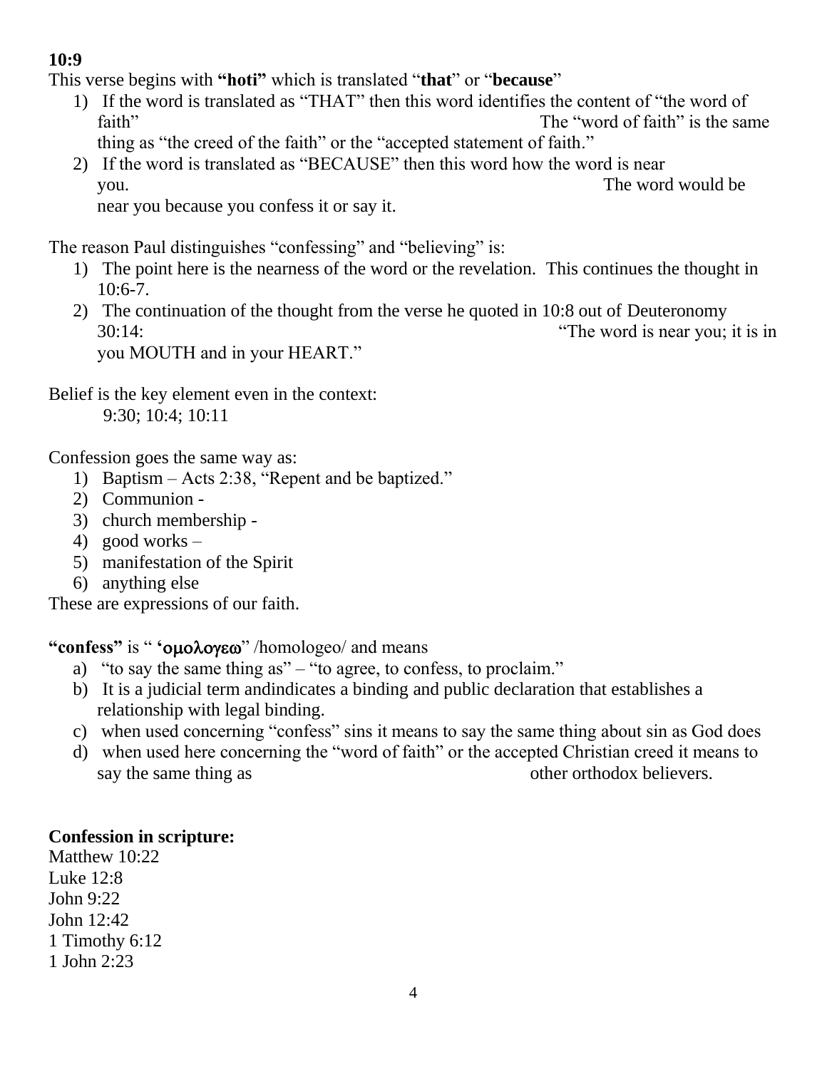**10:9**

This verse begins with **"hoti"** which is translated "**that**" or "**because**"

1) If the word is translated as "THAT" then this word identifies the content of "the word of faith" The "word of faith" is the same thing as "the creed of the faith" or the "accepted statement of faith."
2) If the word is translated as "BECAUSE" then this word how the word is near you. The word would be near you because you confess it or say it.

The reason Paul distinguishes "confessing" and "believing" is:

1) The point here is the nearness of the word or the revelation. This continues the thought in 10:6-7.
2) The continuation of the thought from the verse he quoted in 10:8 out of Deuteronomy 30:14: "The word is near you; it is in you MOUTH and in your HEART."

Belief is the key element even in the context:
9:30; 10:4; 10:11

Confession goes the same way as:

1) Baptism – Acts 2:38, "Repent and be baptized."
2) Communion -
3) church membership -
4) good works –
5) manifestation of the Spirit
6) anything else

These are expressions of our faith.

**"confess"** is " **'ομολογεω**" /homologeo/ and means

a) "to say the same thing as" – "to agree, to confess, to proclaim."
b) It is a judicial term andindicates a binding and public declaration that establishes a relationship with legal binding.
c) when used concerning "confess" sins it means to say the same thing about sin as God does
d) when used here concerning the "word of faith" or the accepted Christian creed it means to say the same thing as other orthodox believers.

**Confession in scripture:**

Matthew 10:22
Luke 12:8
John 9:22
John 12:42
1 Timothy 6:12
1 John 2:23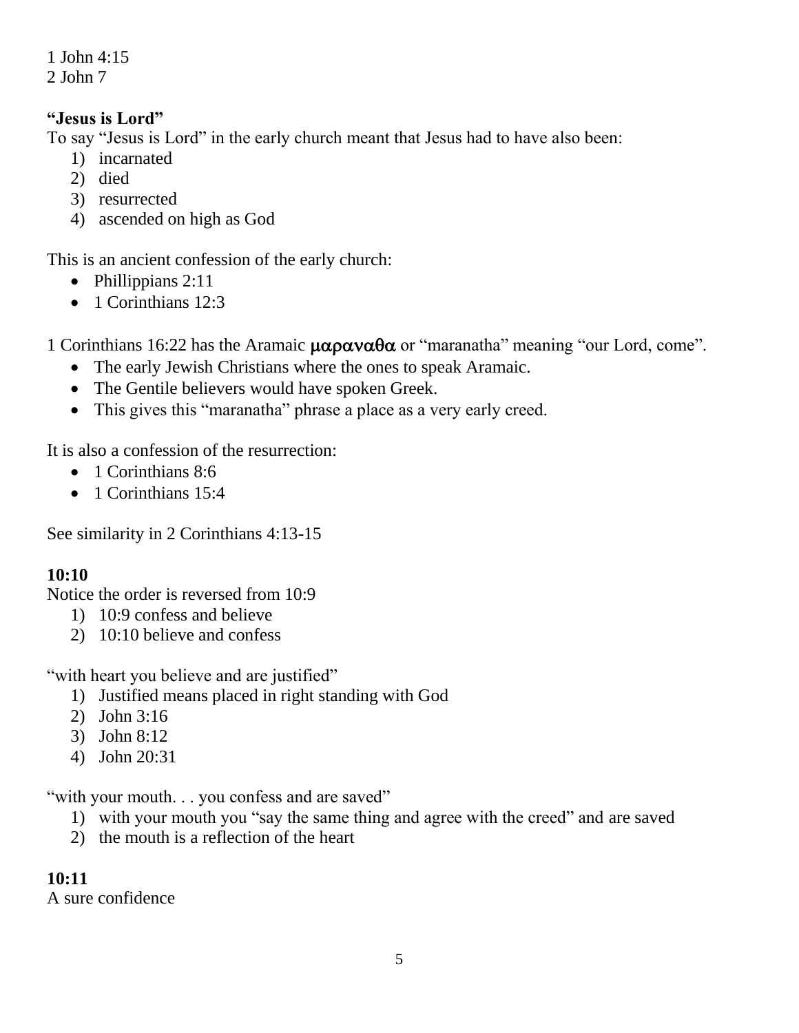1 John 4:15
2 John 7

**"Jesus is Lord"**
To say "Jesus is Lord" in the early church meant that Jesus had to have also been:

1) incarnated
2) died
3) resurrected
4) ascended on high as God

This is an ancient confession of the early church:

- Phillippians 2:11
- 1 Corinthians 12:3

1 Corinthians 16:22 has the Aramaic **μαραναθα** or "maranatha" meaning "our Lord, come".

- The early Jewish Christians where the ones to speak Aramaic.
- The Gentile believers would have spoken Greek.
- This gives this "maranatha" phrase a place as a very early creed.

It is also a confession of the resurrection:

- 1 Corinthians 8:6
- 1 Corinthians 15:4

See similarity in 2 Corinthians 4:13-15

**10:10**
Notice the order is reversed from 10:9

1) 10:9 confess and believe
2) 10:10 believe and confess

"with heart you believe and are justified"

1) Justified means placed in right standing with God
2) John 3:16
3) John 8:12
4) John 20:31

"with your mouth. . . you confess and are saved"

1) with your mouth you "say the same thing and agree with the creed" and are saved
2) the mouth is a reflection of the heart

**10:11**
A sure confidence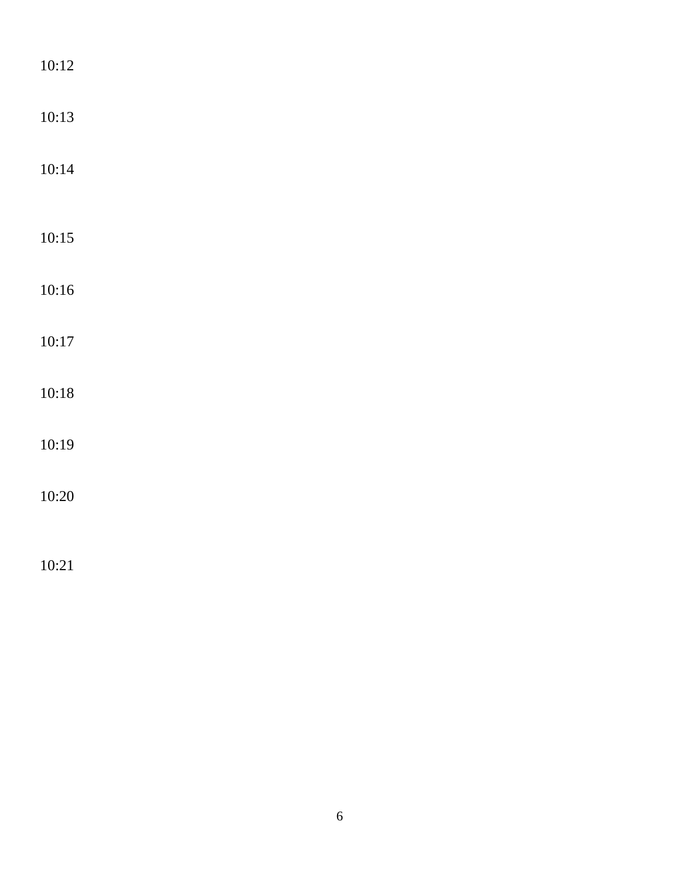10:12

10:13

10:14

10:15

10:16

10:17

10:18

10:19

10:20

10:21